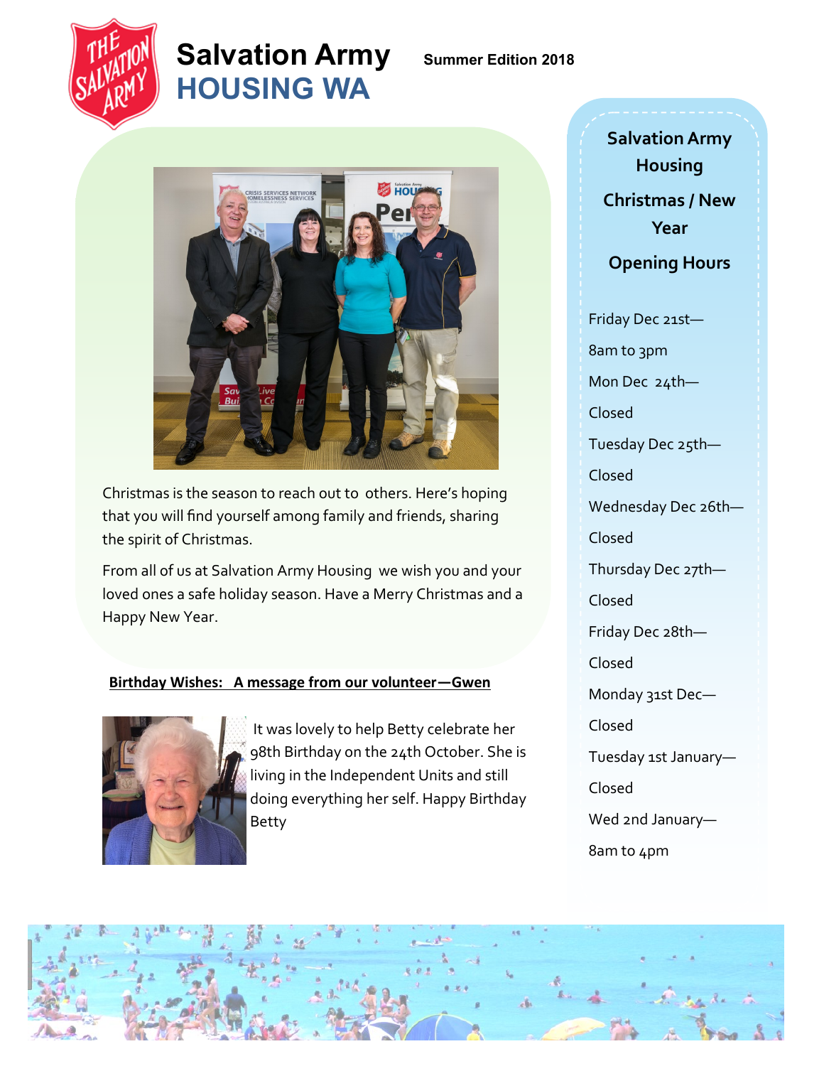# Salvation Army HOUSING WA

**Summer Edition 2018**

Christmas is the season to reach out to others. Here's hoping that you will find yourself among family and friends, sharing the spirit of Christmas.

From all of us at Salvation Army Housing we wish you and your loved ones a safe holiday season. Have a Merry Christmas and a Happy New Year.

**Birthday Wishes: A message from our volunteer—Gwen**

It was lovely to help Betty celebrate her 98th Birthday on the 24th October. She is living in the Independent Units and still doing everything her self. Happy Birthday Betty

## Salvation Army Housing Christmas / New Year Opening Hours

Friday Dec 21st—
8am to 3pm

Mon Dec 24th—
Closed

Tuesday Dec 25th—
Closed

Wednesday Dec 26th—
Closed

Thursday Dec 27th—
Closed

Friday Dec 28th—
Closed

Monday 31st Dec—
Closed

Tuesday 1st January—
Closed

Wed 2nd January—
8am to 4pm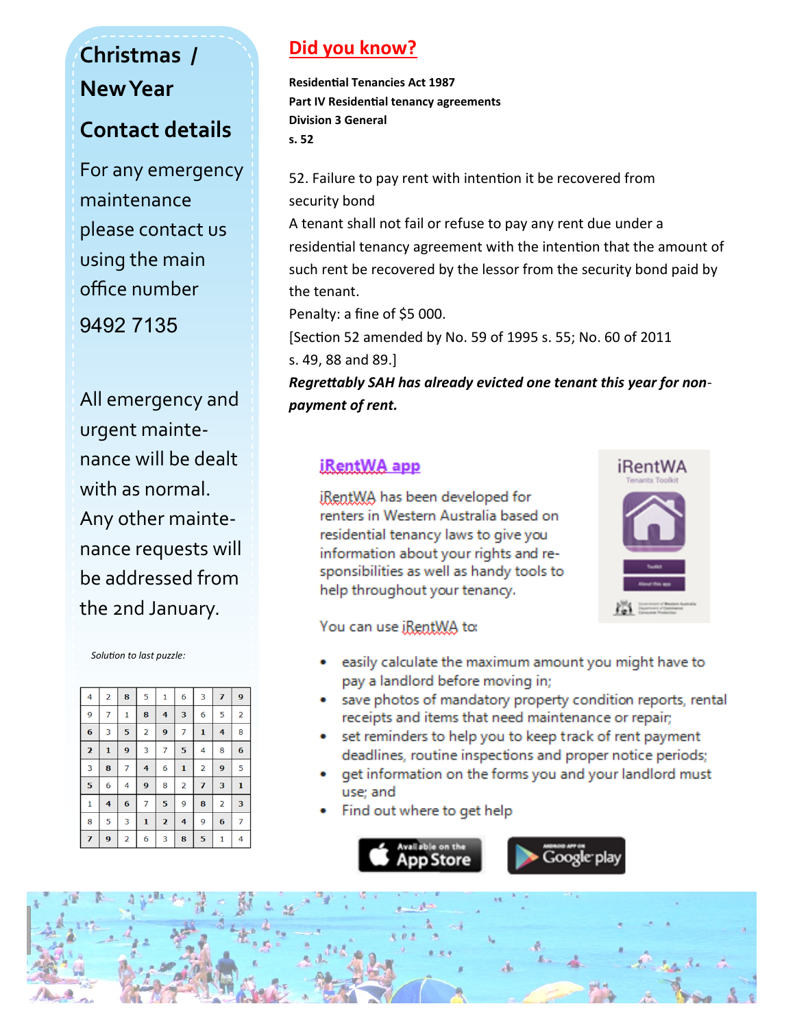## Christmas / New Year Contact details

For any emergency maintenance please contact us using the main office number

9492 7135

All emergency and urgent maintenance will be dealt with as normal. Any other maintenance requests will be addressed from the 2nd January.

*Solution to last puzzle:*

| | | | | | | | | |
|---|---|---|---|---|---|---|---|---|
| 4 | 2 | 8 | 5 | 1 | 6 | 3 | 7 | 9 |
| 9 | 7 | 1 | 8 | 4 | 3 | 6 | 5 | 2 |
| 6 | 3 | 5 | 2 | 9 | 7 | 1 | 4 | 8 |
| 2 | 1 | 9 | 3 | 7 | 5 | 4 | 8 | 6 |
| 3 | 8 | 7 | 4 | 6 | 1 | 2 | 9 | 5 |
| 5 | 6 | 4 | 9 | 8 | 2 | 7 | 3 | 1 |
| 1 | 4 | 6 | 7 | 5 | 9 | 8 | 2 | 3 |
| 8 | 5 | 3 | 1 | 2 | 4 | 9 | 6 | 7 |
| 7 | 9 | 2 | 6 | 3 | 8 | 5 | 1 | 4 |

## Did you know?

**Residential Tenancies Act 1987**
**Part IV Residential tenancy agreements**
**Division 3 General**
**s. 52**

52. Failure to pay rent with intention it be recovered from security bond

A tenant shall not fail or refuse to pay any rent due under a residential tenancy agreement with the intention that the amount of such rent be recovered by the lessor from the security bond paid by the tenant.

Penalty: a fine of $5 000.

[Section 52 amended by No. 59 of 1995 s. 55; No. 60 of 2011 s. 49, 88 and 89.]

***Regrettably SAH has already evicted one tenant this year for non-payment of rent.***

### iRentWA app

iRentWA has been developed for renters in Western Australia based on residential tenancy laws to give you information about your rights and responsibilities as well as handy tools to help throughout your tenancy.

You can use iRentWA to:

- easily calculate the maximum amount you might have to pay a landlord before moving in;
- save photos of mandatory property condition reports, rental receipts and items that need maintenance or repair;
- set reminders to help you to keep track of rent payment deadlines, routine inspections and proper notice periods;
- get information on the forms you and your landlord must use; and
- Find out where to get help